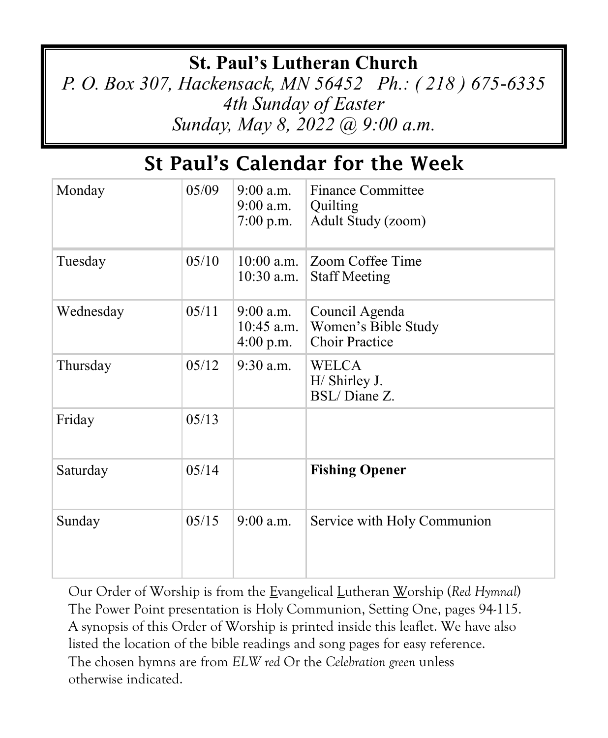# St. Paul's Lutheran Church

*P. O. Box 307, Hackensack, MN 56452 Ph.: ( 218 ) 675-6335*

*4th Sunday of Easter*

*Sunday, May 8, 2022 @ 9:00 a.m.*

## St Paul's Calendar for the Week

| Day | Date | Time | Event |
|---|---|---|---|
| Monday | 05/09 | 9:00 a.m.<br>9:00 a.m.<br>7:00 p.m. | Finance Committee<br>Quilting<br>Adult Study (zoom) |
| Tuesday | 05/10 | 10:00 a.m.<br>10:30 a.m. | Zoom Coffee Time<br>Staff Meeting |
| Wednesday | 05/11 | 9:00 a.m.<br>10:45 a.m.<br>4:00 p.m. | Council Agenda<br>Women's Bible Study<br>Choir Practice |
| Thursday | 05/12 | 9:30 a.m. | WELCA<br>H/ Shirley J.<br>BSL/ Diane Z. |
| Friday | 05/13 | | |
| Saturday | 05/14 | | **Fishing Opener** |
| Sunday | 05/15 | 9:00 a.m. | Service with Holy Communion |

Our Order of Worship is from the Evangelical Lutheran Worship (*Red Hymnal*) The Power Point presentation is Holy Communion, Setting One, pages 94-115. A synopsis of this Order of Worship is printed inside this leaflet. We have also listed the location of the bible readings and song pages for easy reference. The chosen hymns are from *ELW red* Or the *Celebration green* unless otherwise indicated.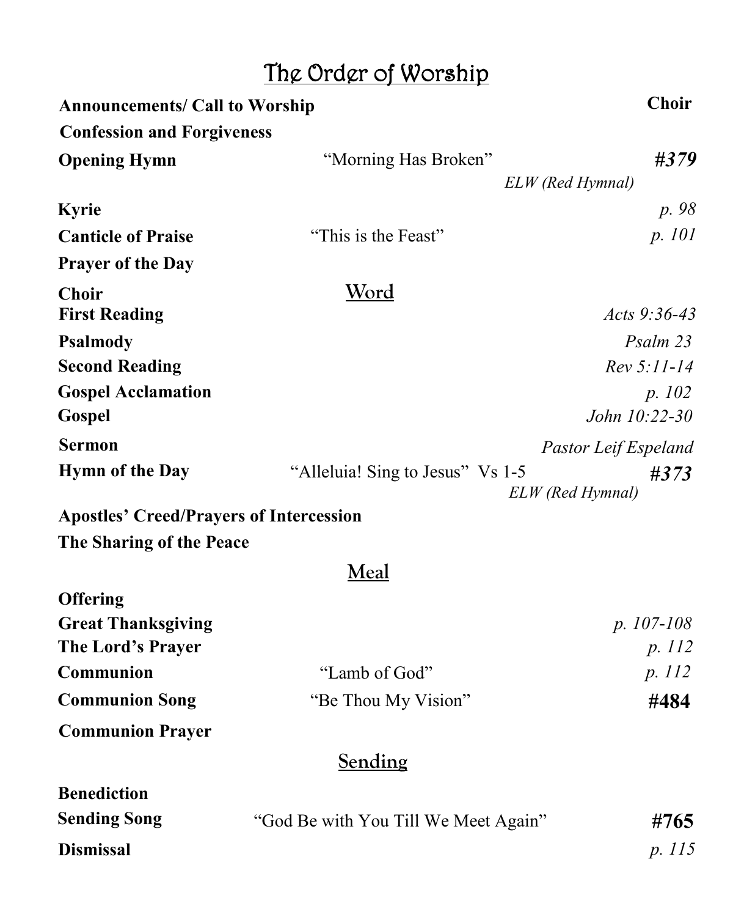# The Order of Worship

| | | |
|---|---|---|
| **Announcements/ Call to Worship** | | **Choir** |
| **Confession and Forgiveness** | | |
| **Opening Hymn** | "Morning Has Broken" | ***#379*** |
| | | *ELW (Red Hymnal)* |
| **Kyrie** | | *p. 98* |
| **Canticle of Praise** | "This is the Feast" | *p. 101* |
| **Prayer of the Day** | | |

## Word

| | | |
|---|---|---|
| **Choir** | | |
| **First Reading** | | *Acts 9:36-43* |
| **Psalmody** | | *Psalm 23* |
| **Second Reading** | | *Rev 5:11-14* |
| **Gospel Acclamation** | | *p. 102* |
| **Gospel** | | *John 10:22-30* |
| **Sermon** | | *Pastor Leif Espeland* |
| **Hymn of the Day** | "Alleluia! Sing to Jesus" Vs 1-5 | ***#373*** |
| | | *ELW (Red Hymnal)* |
| **Apostles' Creed/Prayers of Intercession** | | |
| **The Sharing of the Peace** | | |

## Meal

| | | |
|---|---|---|
| **Offering** | | |
| **Great Thanksgiving** | | *p. 107-108* |
| **The Lord's Prayer** | | *p. 112* |
| **Communion** | "Lamb of God" | *p. 112* |
| **Communion Song** | "Be Thou My Vision" | **#484** |
| **Communion Prayer** | | |

## Sending

| | | |
|---|---|---|
| **Benediction** | | |
| **Sending Song** | "God Be with You Till We Meet Again" | **#765** |
| **Dismissal** | | *p. 115* |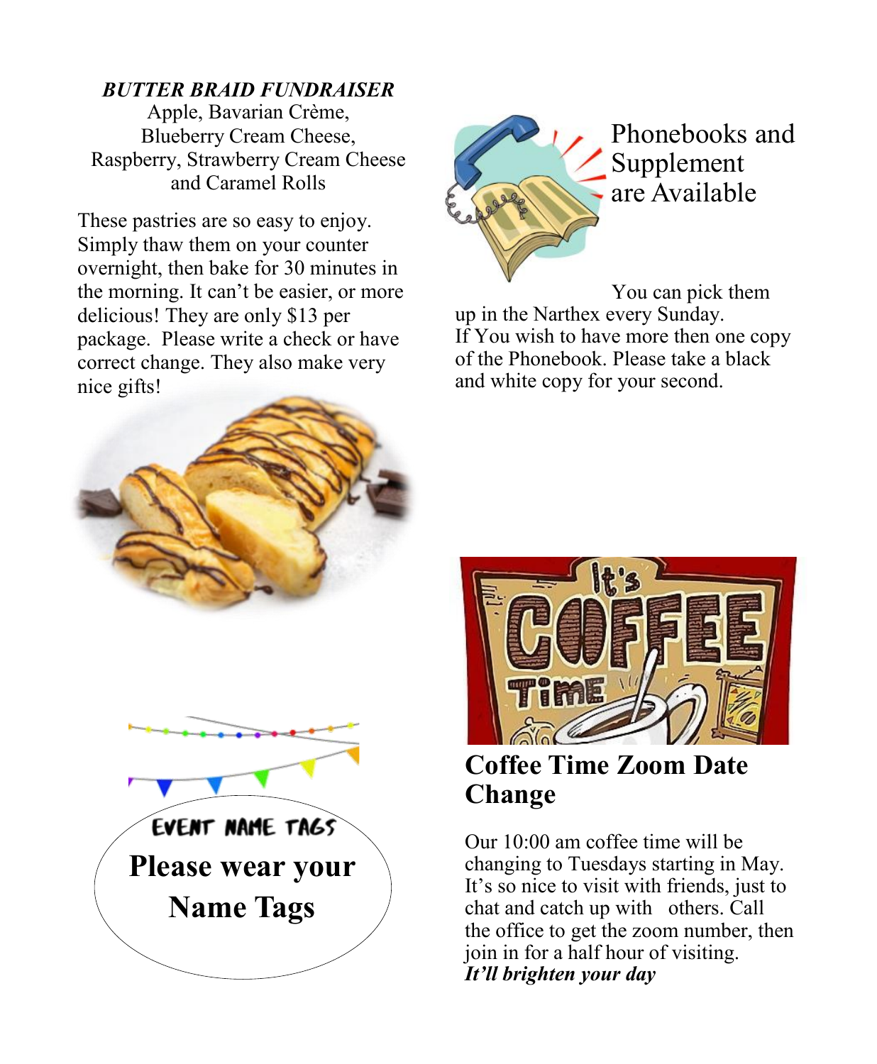***BUTTER BRAID FUNDRAISER***

Apple, Bavarian Crème,
Blueberry Cream Cheese,
Raspberry, Strawberry Cream Cheese
and Caramel Rolls

These pastries are so easy to enjoy. Simply thaw them on your counter overnight, then bake for 30 minutes in the morning. It can't be easier, or more delicious! They are only $13 per package. Please write a check or have correct change. They also make very nice gifts!

EVENT NAME TAGS

**Please wear your Name Tags**

Phonebooks and Supplement are Available

You can pick them up in the Narthex every Sunday. If You wish to have more then one copy of the Phonebook. Please take a black and white copy for your second.

## Coffee Time Zoom Date Change

Our 10:00 am coffee time will be changing to Tuesdays starting in May. It's so nice to visit with friends, just to chat and catch up with others. Call the office to get the zoom number, then join in for a half hour of visiting.
***It'll brighten your day***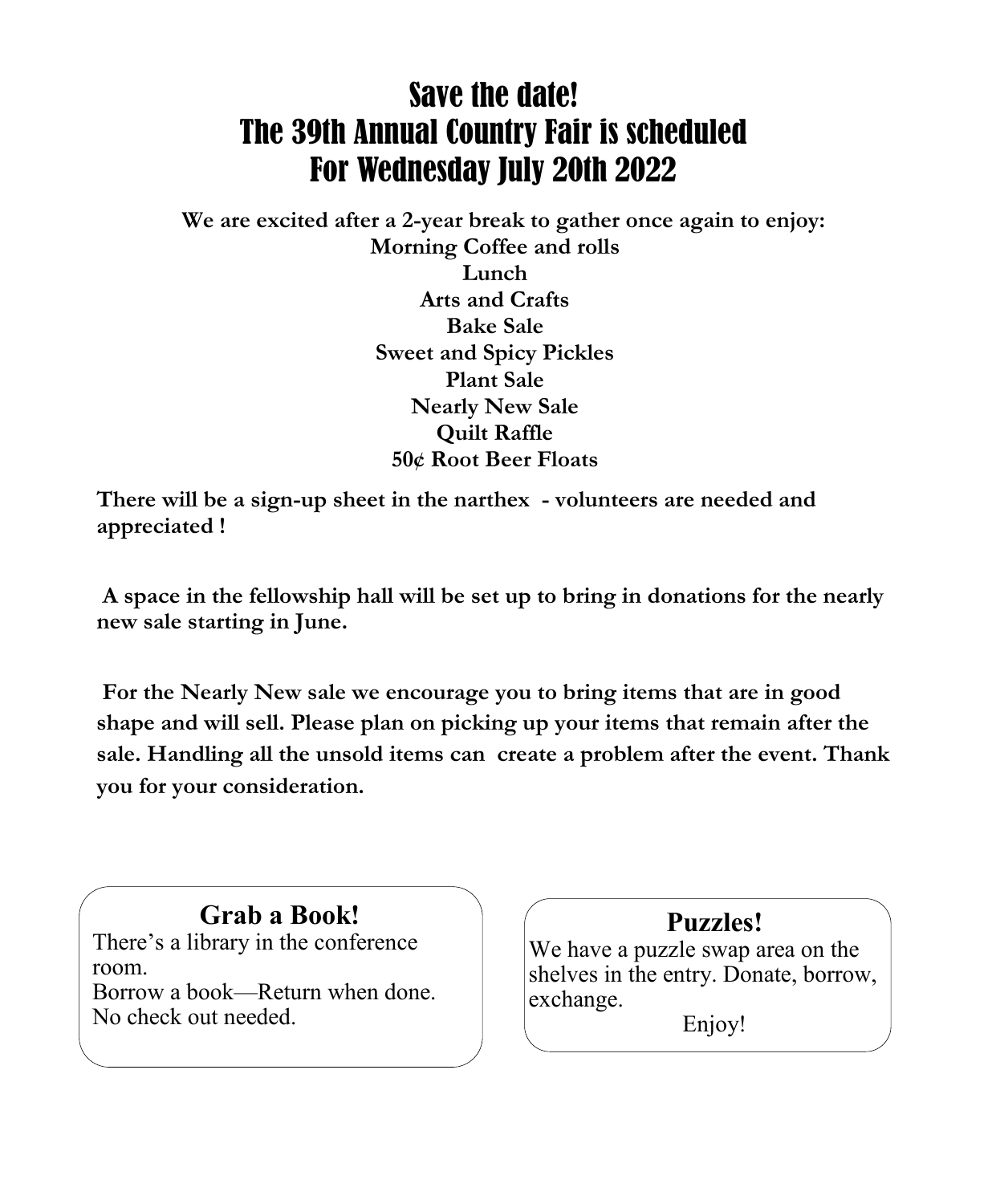# Save the date!
# The 39th Annual Country Fair is scheduled
# For Wednesday July 20th 2022

**We are excited after a 2-year break to gather once again to enjoy:**

**Morning Coffee and rolls**
**Lunch**
**Arts and Crafts**
**Bake Sale**
**Sweet and Spicy Pickles**
**Plant Sale**
**Nearly New Sale**
**Quilt Raffle**
**50¢ Root Beer Floats**

**There will be a sign-up sheet in the narthex - volunteers are needed and appreciated !**

**A space in the fellowship hall will be set up to bring in donations for the nearly new sale starting in June.**

**For the Nearly New sale we encourage you to bring items that are in good shape and will sell. Please plan on picking up your items that remain after the sale. Handling all the unsold items can create a problem after the event. Thank you for your consideration.**

## Grab a Book!

There's a library in the conference room.
Borrow a book—Return when done.
No check out needed.

## Puzzles!

We have a puzzle swap area on the shelves in the entry. Donate, borrow, exchange.

Enjoy!